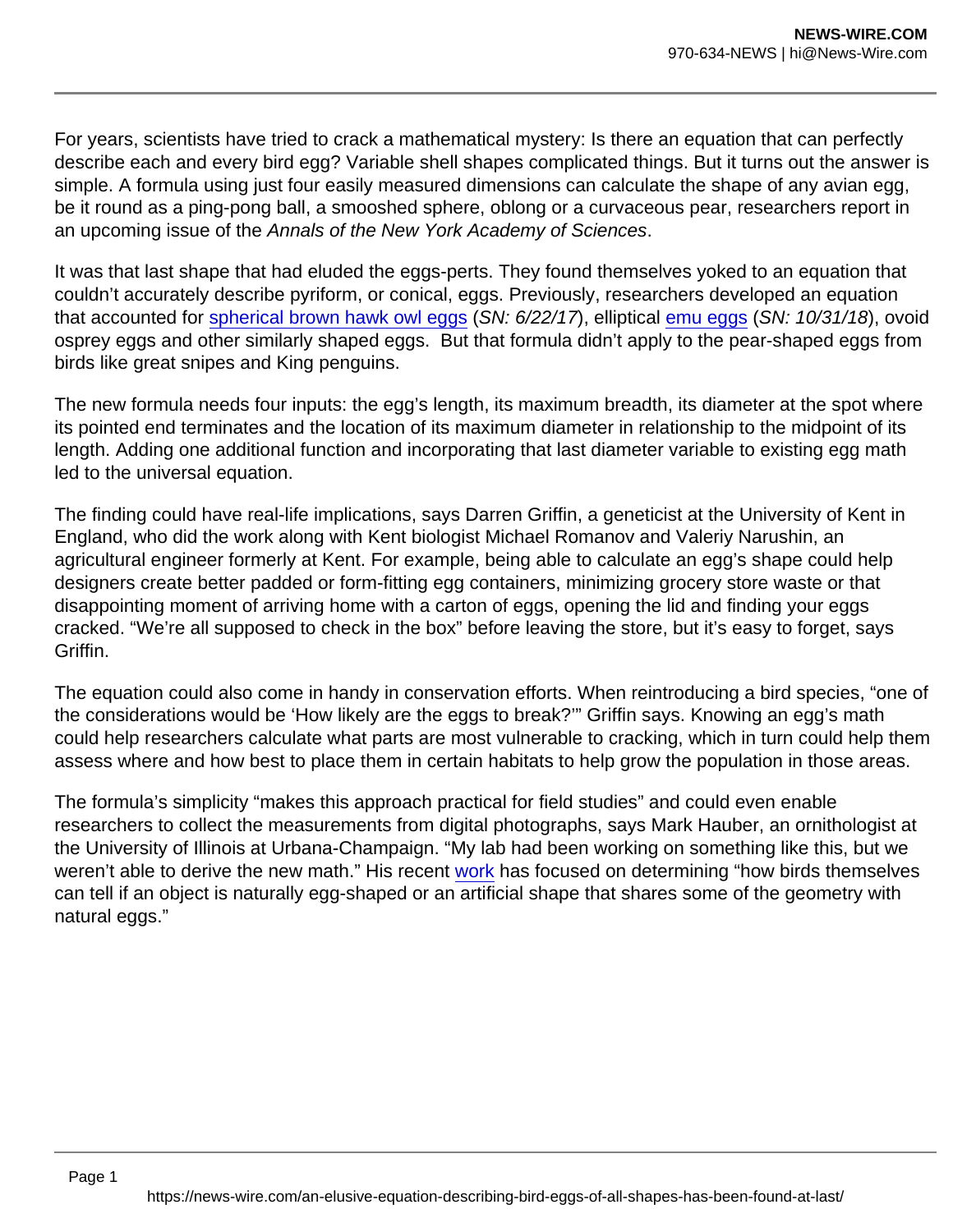For years, scientists have tried to crack a mathematical mystery: Is there an equation that can perfectly describe each and every bird egg? Variable shell shapes complicated things. But it turns out the answer is simple. A formula using just four easily measured dimensions can calculate the shape of any avian egg, be it round as a ping-pong ball, a smooshed sphere, oblong or a curvaceous pear, researchers report in an upcoming issue of the *Annals of the New York Academy of Sciences*.

It was that last shape that had eluded the eggs-perts. They found themselves yoked to an equation that couldn't accurately describe pyriform, or conical, eggs. Previously, researchers developed an equation that accounted for spherical brown hawk owl eggs (*SN: 6/22/17*), elliptical emu eggs (*SN: 10/31/18*), ovoid osprey eggs and other similarly shaped eggs. But that formula didn't apply to the pear-shaped eggs from birds like great snipes and King penguins.

The new formula needs four inputs: the egg's length, its maximum breadth, its diameter at the spot where its pointed end terminates and the location of its maximum diameter in relationship to the midpoint of its length. Adding one additional function and incorporating that last diameter variable to existing egg math led to the universal equation.

The finding could have real-life implications, says Darren Griffin, a geneticist at the University of Kent in England, who did the work along with Kent biologist Michael Romanov and Valeriy Narushin, an agricultural engineer formerly at Kent. For example, being able to calculate an egg's shape could help designers create better padded or form-fitting egg containers, minimizing grocery store waste or that disappointing moment of arriving home with a carton of eggs, opening the lid and finding your eggs cracked. "We're all supposed to check in the box" before leaving the store, but it's easy to forget, says Griffin.

The equation could also come in handy in conservation efforts. When reintroducing a bird species, "one of the considerations would be 'How likely are the eggs to break?'" Griffin says. Knowing an egg's math could help researchers calculate what parts are most vulnerable to cracking, which in turn could help them assess where and how best to place them in certain habitats to help grow the population in those areas.

The formula's simplicity "makes this approach practical for field studies" and could even enable researchers to collect the measurements from digital photographs, says Mark Hauber, an ornithologist at the University of Illinois at Urbana-Champaign. "My lab had been working on something like this, but we weren't able to derive the new math." His recent work has focused on determining "how birds themselves can tell if an object is naturally egg-shaped or an artificial shape that shares some of the geometry with natural eggs."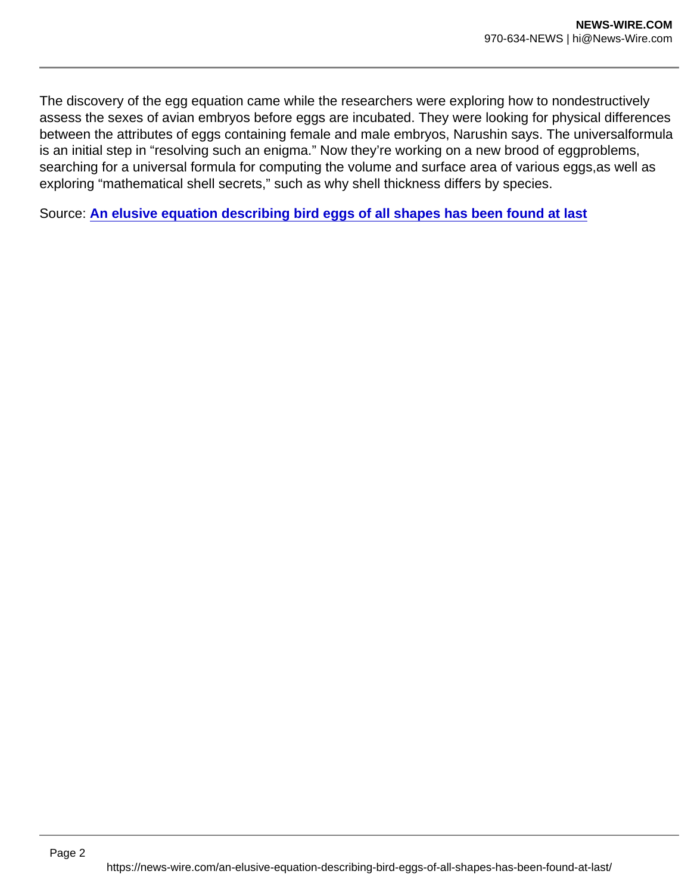The discovery of the egg equation came while the researchers were exploring how to nondestructively assess the sexes of avian embryos before eggs are incubated. They were looking for physical differences between the attributes of eggs containing female and male embryos, Narushin says. The universalformula is an initial step in "resolving such an enigma." Now they're working on a new brood of eggproblems, searching for a universal formula for computing the volume and surface area of various eggs,as well as exploring "mathematical shell secrets," such as why shell thickness differs by species.

Source: **An elusive equation describing bird eggs of all shapes has been found at last**